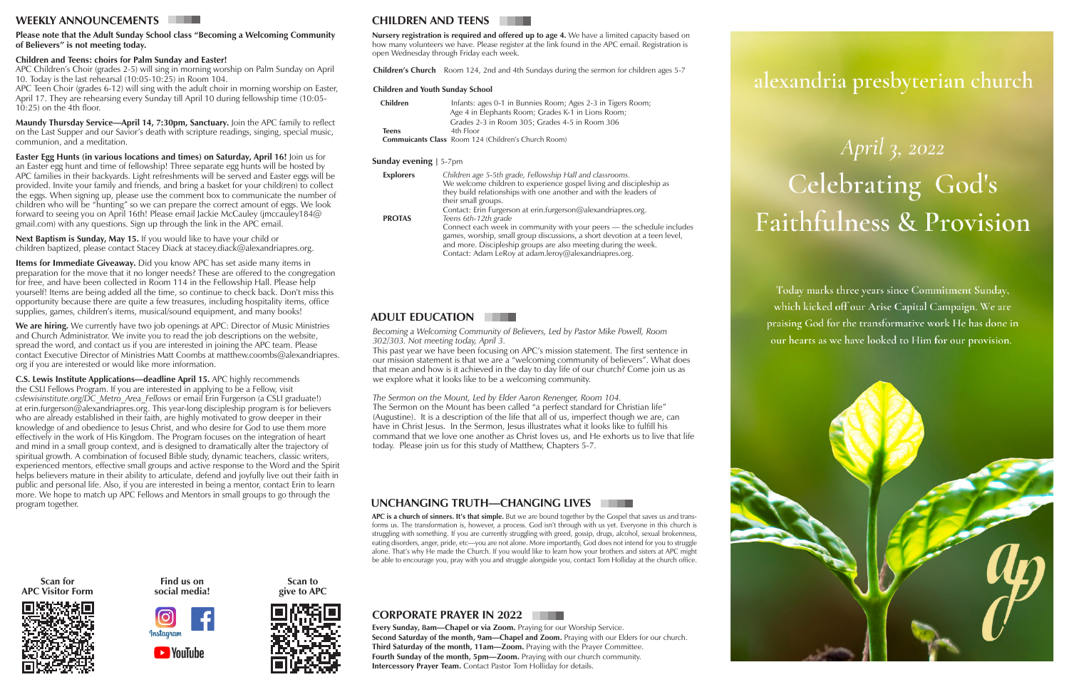## WEEKLY ANNOUNCEMENTS

**Please note that the Adult Sunday School class "Becoming a Welcoming Community of Believers" is not meeting today.**

**Children and Teens: choirs for Palm Sunday and Easter!**
APC Children's Choir (grades 2-5) will sing in morning worship on Palm Sunday on April 10. Today is the last rehearsal (10:05-10:25) in Room 104.
APC Teen Choir (grades 6-12) will sing with the adult choir in morning worship on Easter, April 17. They are rehearsing every Sunday till April 10 during fellowship time (10:05-10:25) on the 4th floor.

**Maundy Thursday Service—April 14, 7:30pm, Sanctuary.** Join the APC family to reflect on the Last Supper and our Savior's death with scripture readings, singing, special music, communion, and a meditation.

**Easter Egg Hunts (in various locations and times) on Saturday, April 16!** Join us for an Easter egg hunt and time of fellowship! Three separate egg hunts will be hosted by APC families in their backyards. Light refreshments will be served and Easter eggs will be provided. Invite your family and friends, and bring a basket for your child(ren) to collect the eggs. When signing up, please use the comment box to communicate the number of children who will be "hunting" so we can prepare the correct amount of eggs. We look forward to seeing you on April 16th! Please email Jackie McCauley (jmccauley184@gmail.com) with any questions. Sign up through the link in the APC email.

**Next Baptism is Sunday, May 15.** If you would like to have your child or children baptized, please contact Stacey Diack at stacey.diack@alexandriapres.org.

**Items for Immediate Giveaway.** Did you know APC has set aside many items in preparation for the move that it no longer needs? These are offered to the congregation for free, and have been collected in Room 114 in the Fellowship Hall. Please help yourself! Items are being added all the time, so continue to check back. Don't miss this opportunity because there are quite a few treasures, including hospitality items, office supplies, games, children's items, musical/sound equipment, and many books!

**We are hiring.** We currently have two job openings at APC: Director of Music Ministries and Church Administrator. We invite you to read the job descriptions on the website, spread the word, and contact us if you are interested in joining the APC team. Please contact Executive Director of Ministries Matt Coombs at matthew.coombs@alexandriapres.org if you are interested or would like more information.

**C.S. Lewis Institute Applications—deadline April 15.** APC highly recommends the CSLI Fellows Program. If you are interested in applying to be a Fellow, visit *cslewisinstitute.org/DC_Metro_Area_Fellows* or email Erin Furgerson (a CSLI graduate!) at erin.furgerson@alexandriapres.org. This year-long discipleship program is for believers who are already established in their faith, are highly motivated to grow deeper in their knowledge of and obedience to Jesus Christ, and who desire for God to use them more effectively in the work of His Kingdom. The Program focuses on the integration of heart and mind in a small group context, and is designed to dramatically alter the trajectory of spiritual growth. A combination of focused Bible study, dynamic teachers, classic writers, experienced mentors, effective small groups and active response to the Word and the Spirit helps believers mature in their ability to articulate, defend and joyfully live out their faith in public and personal life. Also, if you are interested in being a mentor, contact Erin to learn more. We hope to match up APC Fellows and Mentors in small groups to go through the program together.

**Scan for APC Visitor Form**

**Find us on social media!**

**Scan to give to APC**

## CHILDREN AND TEENS

**Nursery registration is required and offered up to age 4.** We have a limited capacity based on how many volunteers we have. Please register at the link found in the APC email. Registration is open Wednesday through Friday each week.

**Children's Church** Room 124, 2nd and 4th Sundays during the sermon for children ages 5-7

**Children and Youth Sunday School**

| | |
|---|---|
| **Children** | Infants: ages 0-1 in Bunnies Room; Ages 2-3 in Tigers Room; Age 4 in Elephants Room; Grades K-1 in Lions Room; Grades 2-3 in Room 305; Grades 4-5 in Room 306 |
| **Teens** | 4th Floor |
| **Communicants Class** | Room 124 (Children's Church Room) |

**Sunday evening** | 5-7pm

| | |
|---|---|
| **Explorers** | *Children age 5-5th grade, Fellowship Hall and classrooms.* We welcome children to experience gospel living and discipleship as they build relationships with one another and with the leaders of their small groups. Contact: Erin Furgerson at erin.furgerson@alexandriapres.org. |
| **PROTAS** | *Teens 6th-12th grade* Connect each week in community with your peers — the schedule includes games, worship, small group discussions, a short devotion at a teen level, and more. Discipleship groups are also meeting during the week. Contact: Adam LeRoy at adam.leroy@alexandriapres.org. |

## ADULT EDUCATION

*Becoming a Welcoming Community of Believers, Led by Pastor Mike Powell, Room 302/303. Not meeting today, April 3.*
This past year we have been focusing on APC's mission statement. The first sentence in our mission statement is that we are a "welcoming community of believers". What does that mean and how is it achieved in the day to day life of our church? Come join us as we explore what it looks like to be a welcoming community.

*The Sermon on the Mount, Led by Elder Aaron Renenger, Room 104.*
The Sermon on the Mount has been called "a perfect standard for Christian life" (Augustine). It is a description of the life that all of us, imperfect though we are, can have in Christ Jesus. In the Sermon, Jesus illustrates what it looks like to fulfill his command that we love one another as Christ loves us, and He exhorts us to live that life today. Please join us for this study of Matthew, Chapters 5-7.

## UNCHANGING TRUTH—CHANGING LIVES

**APC is a church of sinners. It's that simple.** But we are bound together by the Gospel that saves us and transforms us. The transformation is, however, a process. God isn't through with us yet. Everyone in this church is struggling with something. If you are currently struggling with greed, gossip, drugs, alcohol, sexual brokenness, eating disorders, anger, pride, etc—you are not alone. More importantly, God does not intend for you to struggle alone. That's why He made the Church. If you would like to learn how your brothers and sisters at APC might be able to encourage you, pray with you and struggle alongside you, contact Tom Holliday at the church office.

## CORPORATE PRAYER IN 2022

**Every Sunday, 8am—Chapel or via Zoom.** Praying for our Worship Service.
**Second Saturday of the month, 9am—Chapel and Zoom.** Praying with our Elders for our church.
**Third Saturday of the month, 11am—Zoom.** Praying with the Prayer Committee.
**Fourth Sunday of the month, 5pm—Zoom.** Praying with our church community.
**Intercessory Prayer Team.** Contact Pastor Tom Holliday for details.

# alexandria presbyterian church

*April 3, 2022*

# Celebrating God's Faithfulness & Provision

Today marks three years since Commitment Sunday, which kicked off our Arise Capital Campaign. We are praising God for the transformative work He has done in our hearts as we have looked to Him for our provision.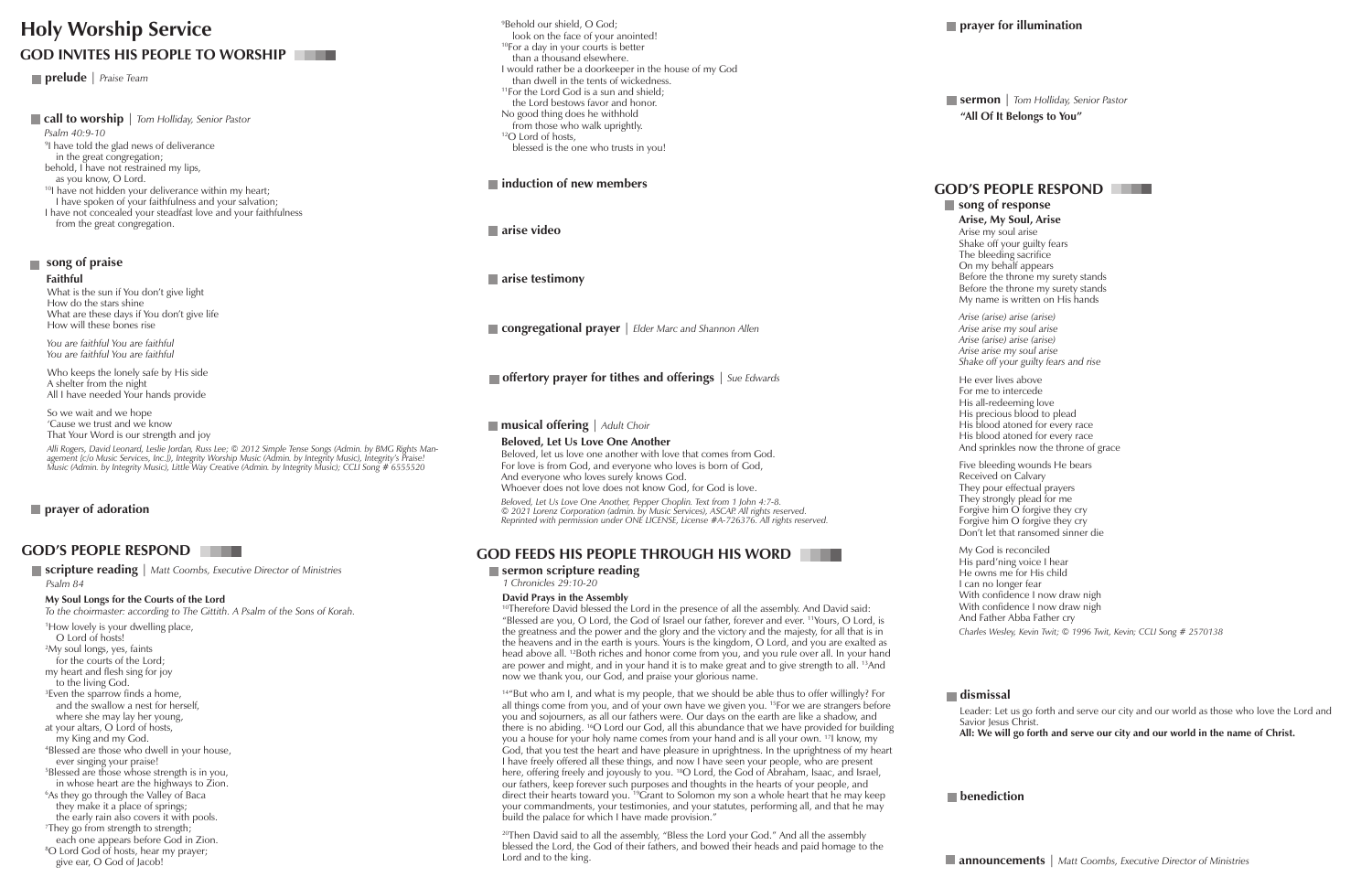# Holy Worship Service

## GOD INVITES HIS PEOPLE TO WORSHIP

**prelude** | *Praise Team*

**call to worship** | *Tom Holliday, Senior Pastor*

*Psalm 40:9-10*

[9]I have told the glad news of deliverance
in the great congregation;
behold, I have not restrained my lips,
as you know, O Lord.
[10]I have not hidden your deliverance within my heart;
I have spoken of your faithfulness and your salvation;
I have not concealed your steadfast love and your faithfulness
from the great congregation.

**song of praise**

**Faithful**

What is the sun if You don't give light
How do the stars shine
What are these days if You don't give life
How will these bones rise

*You are faithful You are faithful*
*You are faithful You are faithful*

Who keeps the lonely safe by His side
A shelter from the night
All I have needed Your hands provide

So we wait and we hope
'Cause we trust and we know
That Your Word is our strength and joy

*Alli Rogers, David Leonard, Leslie Jordan, Russ Lee; © 2012 Simple Tense Songs (Admin. by BMG Rights Management (c/o Music Services, Inc.)), Integrity Worship Music (Admin. by Integrity Music), Integrity's Praise! Music (Admin. by Integrity Music), Little Way Creative (Admin. by Integrity Music); CCLI Song # 6555520*

**prayer of adoration**

## GOD'S PEOPLE RESPOND

**scripture reading** | *Matt Coombs, Executive Director of Ministries*

*Psalm 84*

**My Soul Longs for the Courts of the Lord**

*To the choirmaster: according to The Gittith. A Psalm of the Sons of Korah.*

[1]How lovely is your dwelling place,
O Lord of hosts!
[2]My soul longs, yes, faints
for the courts of the Lord;
my heart and flesh sing for joy
to the living God.
[3]Even the sparrow finds a home,
and the swallow a nest for herself,
where she may lay her young,
at your altars, O Lord of hosts,
my King and my God.
[4]Blessed are those who dwell in your house,
ever singing your praise!
[5]Blessed are those whose strength is in you,
in whose heart are the highways to Zion.
[6]As they go through the Valley of Baca
they make it a place of springs;
the early rain also covers it with pools.
[7]They go from strength to strength;
each one appears before God in Zion.
[8]O Lord God of hosts, hear my prayer;
give ear, O God of Jacob!
[9]Behold our shield, O God;
look on the face of your anointed!
[10]For a day in your courts is better
than a thousand elsewhere.
I would rather be a doorkeeper in the house of my God
than dwell in the tents of wickedness.
[11]For the Lord God is a sun and shield;
the Lord bestows favor and honor.
No good thing does he withhold
from those who walk uprightly.
[12]O Lord of hosts,
blessed is the one who trusts in you!

**induction of new members**

**arise video**

**arise testimony**

**congregational prayer** | *Elder Marc and Shannon Allen*

**offertory prayer for tithes and offerings** | *Sue Edwards*

**musical offering** | *Adult Choir*

**Beloved, Let Us Love One Another**

Beloved, let us love one another with love that comes from God.
For love is from God, and everyone who loves is born of God,
And everyone who loves surely knows God.
Whoever does not love does not know God, for God is love.

*Beloved, Let Us Love One Another, Pepper Choplin. Text from 1 John 4:7-8. © 2021 Lorenz Corporation (admin. by Music Services), ASCAP All rights reserved. Reprinted with permission under ONE LICENSE, License #A-726376. All rights reserved.*

## GOD FEEDS HIS PEOPLE THROUGH HIS WORD

**sermon scripture reading**

*1 Chronicles 29:10-20*

**David Prays in the Assembly**

[10]Therefore David blessed the Lord in the presence of all the assembly. And David said: "Blessed are you, O Lord, the God of Israel our father, forever and ever. [11]Yours, O Lord, is the greatness and the power and the glory and the victory and the majesty, for all that is in the heavens and in the earth is yours. Yours is the kingdom, O Lord, and you are exalted as head above all. [12]Both riches and honor come from you, and you rule over all. In your hand are power and might, and in your hand it is to make great and to give strength to all. [13]And now we thank you, our God, and praise your glorious name.

[14]"But who am I, and what is my people, that we should be able thus to offer willingly? For all things come from you, and of your own have we given you. [15]For we are strangers before you and sojourners, as all our fathers were. Our days on the earth are like a shadow, and there is no abiding. [16]O Lord our God, all this abundance that we have provided for building you a house for your holy name comes from your hand and is all your own. [17]I know, my God, that you test the heart and have pleasure in uprightness. In the uprightness of my heart I have freely offered all these things, and now I have seen your people, who are present here, offering freely and joyously to you. [18]O Lord, the God of Abraham, Isaac, and Israel, our fathers, keep forever such purposes and thoughts in the hearts of your people, and direct their hearts toward you. [19]Grant to Solomon my son a whole heart that he may keep your commandments, your testimonies, and your statutes, performing all, and that he may build the palace for which I have made provision."

[20]Then David said to all the assembly, "Bless the Lord your God." And all the assembly blessed the Lord, the God of their fathers, and bowed their heads and paid homage to the Lord and to the king.

**prayer for illumination**

**sermon** | *Tom Holliday, Senior Pastor*

**"All Of It Belongs to You"**

## GOD'S PEOPLE RESPOND

**song of response**

**Arise, My Soul, Arise**

Arise my soul arise
Shake off your guilty fears
The bleeding sacrifice
On my behalf appears
Before the throne my surety stands
Before the throne my surety stands
My name is written on His hands

*Arise (arise) arise (arise)*
*Arise arise my soul arise*
*Arise (arise) arise (arise)*
*Arise arise my soul arise*
*Shake off your guilty fears and rise*

He ever lives above
For me to intercede
His all-redeeming love
His precious blood to plead
His blood atoned for every race
His blood atoned for every race
And sprinkles now the throne of grace

Five bleeding wounds He bears
Received on Calvary
They pour effectual prayers
They strongly plead for me
Forgive him O forgive they cry
Forgive him O forgive they cry
Don't let that ransomed sinner die

My God is reconciled
His pard'ning voice I hear
He owns me for His child
I can no longer fear
With confidence I now draw nigh
With confidence I now draw nigh
And Father Abba Father cry

*Charles Wesley, Kevin Twit; © 1996 Twit, Kevin; CCLI Song # 2570138*

**dismissal**

Leader: Let us go forth and serve our city and our world as those who love the Lord and Savior Jesus Christ.
**All: We will go forth and serve our city and our world in the name of Christ.**

**benediction**

**announcements** | *Matt Coombs, Executive Director of Ministries*